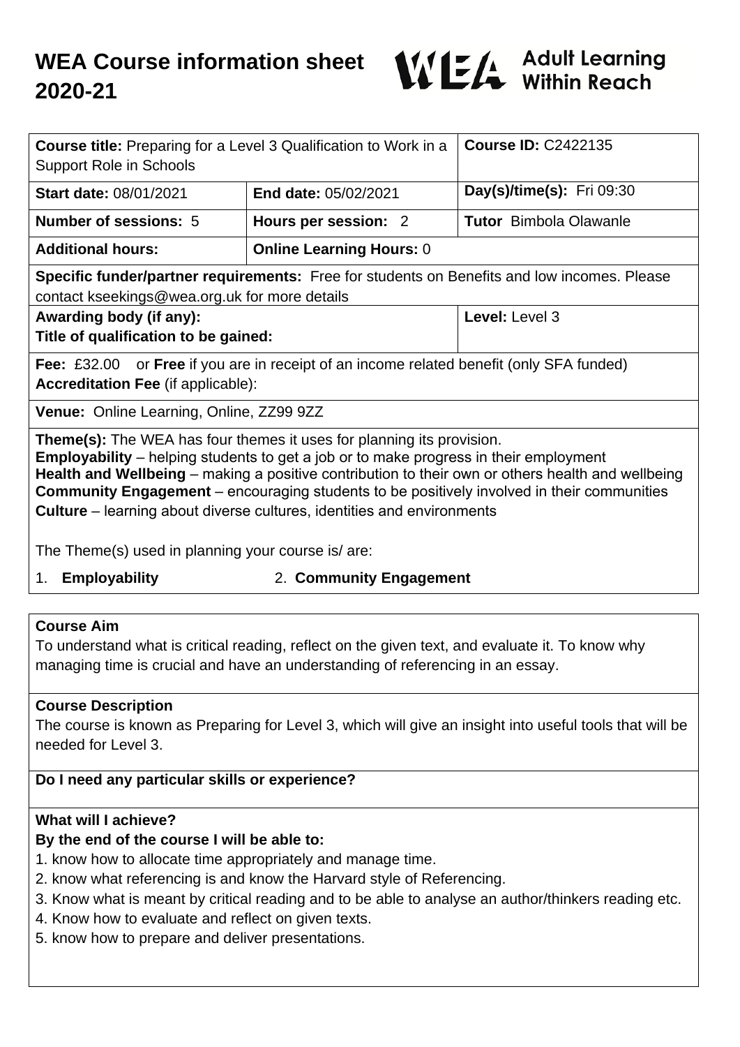# WEA Course information sheet 2020-21

WEA Adult Learning Within Reach

| **Course title:** Preparing for a Level 3 Qualification to Work in a Support Role in Schools | | **Course ID:** C2422135 |
|---|---|---|
| **Start date:** 08/01/2021 | **End date:** 05/02/2021 | **Day(s)/time(s):** Fri 09:30 |
| **Number of sessions:** 5 | **Hours per session:** 2 | **Tutor** Bimbola Olawanle |
| **Additional hours:** | **Online Learning Hours:** 0 | |
| **Specific funder/partner requirements:** Free for students on Benefits and low incomes. Please contact kseekings@wea.org.uk for more details | | |
| **Awarding body (if any):**<br>**Title of qualification to be gained:** | | **Level:** Level 3 |
| **Fee:** £32.00 or **Free** if you are in receipt of an income related benefit (only SFA funded)<br>**Accreditation Fee** (if applicable): | | |
| **Venue:** Online Learning, Online, ZZ99 9ZZ | | |

**Theme(s):** The WEA has four themes it uses for planning its provision.
**Employability** – helping students to get a job or to make progress in their employment
**Health and Wellbeing** – making a positive contribution to their own or others health and wellbeing
**Community Engagement** – encouraging students to be positively involved in their communities
**Culture** – learning about diverse cultures, identities and environments

The Theme(s) used in planning your course is/ are:

1. **Employability**
2. **Community Engagement**

## Course Aim

To understand what is critical reading, reflect on the given text, and evaluate it. To know why managing time is crucial and have an understanding of referencing in an essay.

## Course Description

The course is known as Preparing for Level 3, which will give an insight into useful tools that will be needed for Level 3.

## Do I need any particular skills or experience?

## What will I achieve?

**By the end of the course I will be able to:**

1. know how to allocate time appropriately and manage time.
2. know what referencing is and know the Harvard style of Referencing.
3. Know what is meant by critical reading and to be able to analyse an author/thinkers reading etc.
4. Know how to evaluate and reflect on given texts.
5. know how to prepare and deliver presentations.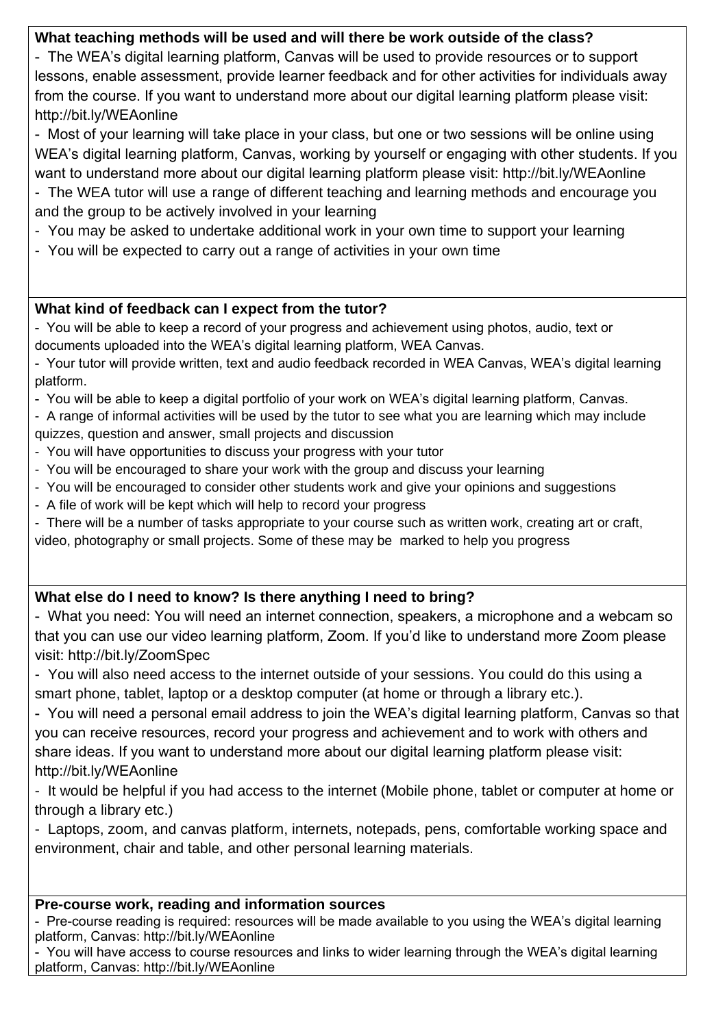**What teaching methods will be used and will there be work outside of the class?**

- The WEA's digital learning platform, Canvas will be used to provide resources or to support lessons, enable assessment, provide learner feedback and for other activities for individuals away from the course. If you want to understand more about our digital learning platform please visit: http://bit.ly/WEAonline
- Most of your learning will take place in your class, but one or two sessions will be online using WEA's digital learning platform, Canvas, working by yourself or engaging with other students. If you want to understand more about our digital learning platform please visit: http://bit.ly/WEAonline
- The WEA tutor will use a range of different teaching and learning methods and encourage you and the group to be actively involved in your learning
- You may be asked to undertake additional work in your own time to support your learning
- You will be expected to carry out a range of activities in your own time

**What kind of feedback can I expect from the tutor?**

- You will be able to keep a record of your progress and achievement using photos, audio, text or documents uploaded into the WEA's digital learning platform, WEA Canvas.
- Your tutor will provide written, text and audio feedback recorded in WEA Canvas, WEA's digital learning platform.
- You will be able to keep a digital portfolio of your work on WEA's digital learning platform, Canvas.
- A range of informal activities will be used by the tutor to see what you are learning which may include quizzes, question and answer, small projects and discussion
- You will have opportunities to discuss your progress with your tutor
- You will be encouraged to share your work with the group and discuss your learning
- You will be encouraged to consider other students work and give your opinions and suggestions
- A file of work will be kept which will help to record your progress
- There will be a number of tasks appropriate to your course such as written work, creating art or craft, video, photography or small projects. Some of these may be marked to help you progress

**What else do I need to know? Is there anything I need to bring?**

- What you need: You will need an internet connection, speakers, a microphone and a webcam so that you can use our video learning platform, Zoom. If you'd like to understand more Zoom please visit: http://bit.ly/ZoomSpec
- You will also need access to the internet outside of your sessions. You could do this using a smart phone, tablet, laptop or a desktop computer (at home or through a library etc.).
- You will need a personal email address to join the WEA's digital learning platform, Canvas so that you can receive resources, record your progress and achievement and to work with others and share ideas. If you want to understand more about our digital learning platform please visit: http://bit.ly/WEAonline
- It would be helpful if you had access to the internet (Mobile phone, tablet or computer at home or through a library etc.)
- Laptops, zoom, and canvas platform, internets, notepads, pens, comfortable working space and environment, chair and table, and other personal learning materials.

**Pre-course work, reading and information sources**

- Pre-course reading is required: resources will be made available to you using the WEA's digital learning platform, Canvas: http://bit.ly/WEAonline
- You will have access to course resources and links to wider learning through the WEA's digital learning platform, Canvas: http://bit.ly/WEAonline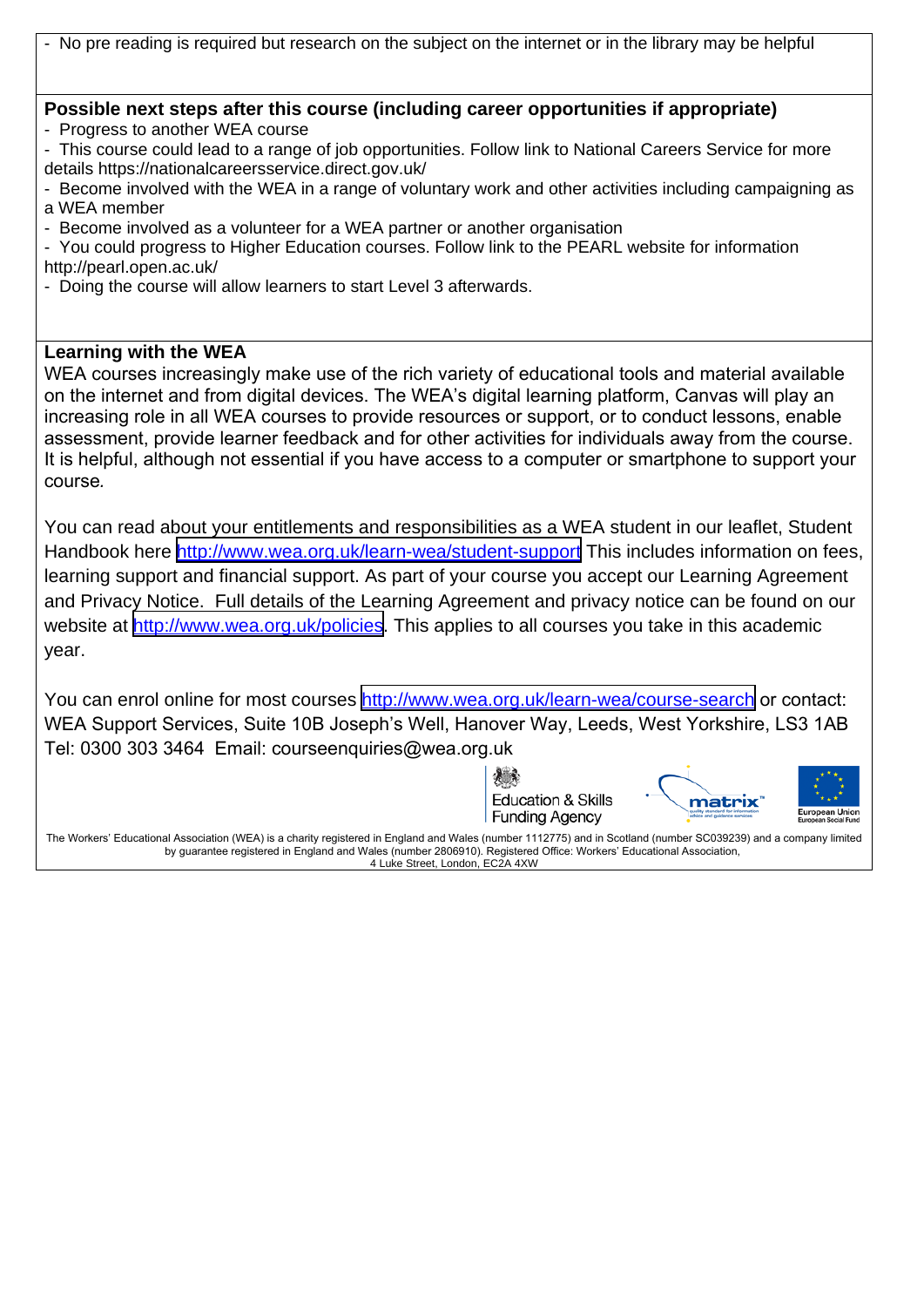- No pre reading is required but research on the subject on the internet or in the library may be helpful

**Possible next steps after this course (including career opportunities if appropriate)**

- Progress to another WEA course
- This course could lead to a range of job opportunities. Follow link to National Careers Service for more details https://nationalcareersservice.direct.gov.uk/
- Become involved with the WEA in a range of voluntary work and other activities including campaigning as a WEA member
- Become involved as a volunteer for a WEA partner or another organisation
- You could progress to Higher Education courses. Follow link to the PEARL website for information http://pearl.open.ac.uk/
- Doing the course will allow learners to start Level 3 afterwards.

**Learning with the WEA**

WEA courses increasingly make use of the rich variety of educational tools and material available on the internet and from digital devices. The WEA's digital learning platform, Canvas will play an increasing role in all WEA courses to provide resources or support, or to conduct lessons, enable assessment, provide learner feedback and for other activities for individuals away from the course. It is helpful, although not essential if you have access to a computer or smartphone to support your course.

You can read about your entitlements and responsibilities as a WEA student in our leaflet, Student Handbook here http://www.wea.org.uk/learn-wea/student-support This includes information on fees, learning support and financial support. As part of your course you accept our Learning Agreement and Privacy Notice. Full details of the Learning Agreement and privacy notice can be found on our website at http://www.wea.org.uk/policies. This applies to all courses you take in this academic year.

You can enrol online for most courses http://www.wea.org.uk/learn-wea/course-search or contact:
WEA Support Services, Suite 10B Joseph's Well, Hanover Way, Leeds, West Yorkshire, LS3 1AB
Tel: 0300 303 3464 Email: courseenquiries@wea.org.uk

Education & Skills Funding Agency

matrix

European Union
European Social Fund

The Workers' Educational Association (WEA) is a charity registered in England and Wales (number 1112775) and in Scotland (number SC039239) and a company limited by guarantee registered in England and Wales (number 2806910). Registered Office: Workers' Educational Association, 4 Luke Street, London, EC2A 4XW